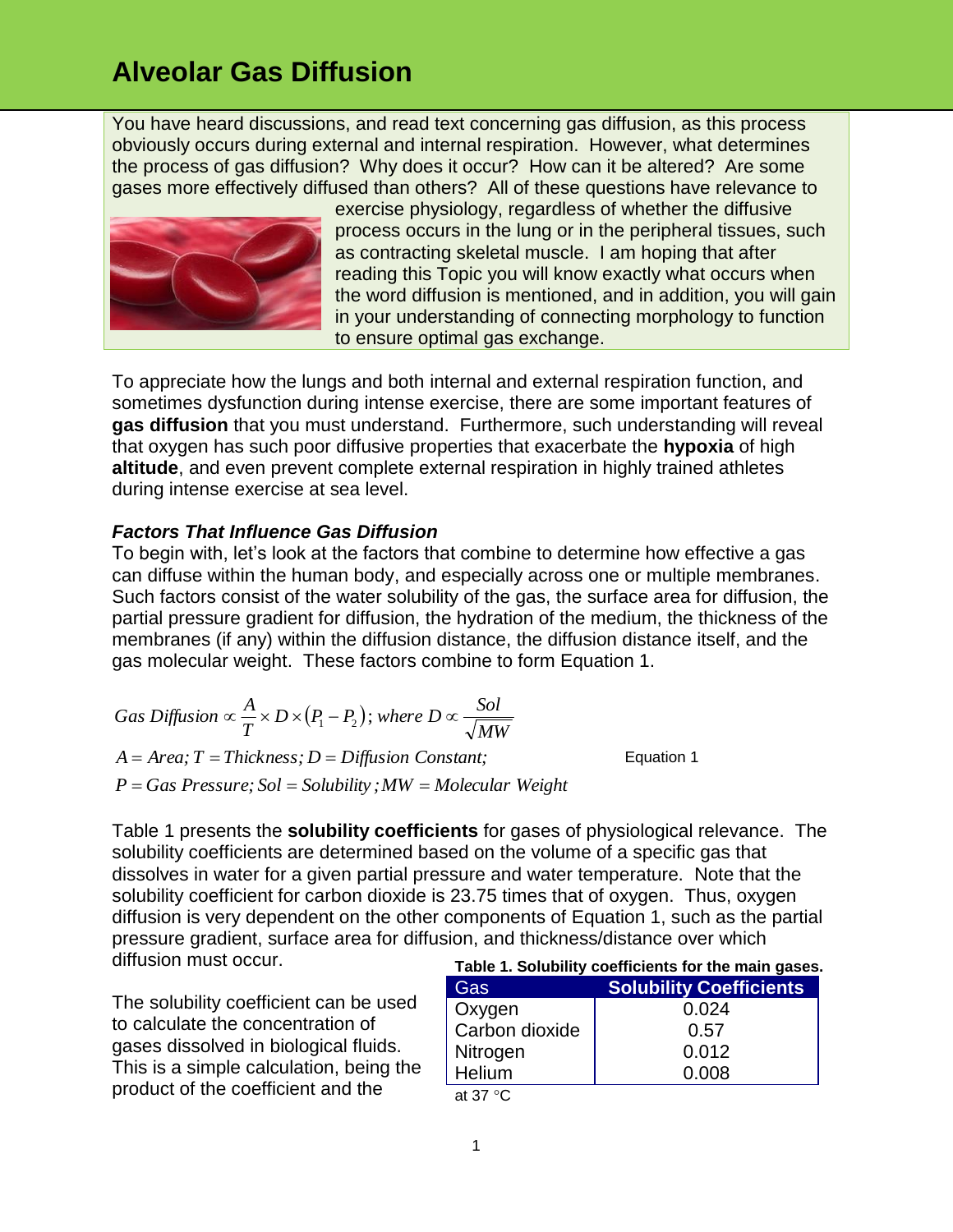# Alveolar Gas Diffusion

You have heard discussions, and read text concerning gas diffusion, as this process obviously occurs during external and internal respiration. However, what determines the process of gas diffusion? Why does it occur? How can it be altered? Are some gases more effectively diffused than others? All of these questions have relevance to exercise physiology, regardless of whether the diffusive process occurs in the lung or in the peripheral tissues, such as contracting skeletal muscle. I am hoping that after reading this Topic you will know exactly what occurs when the word diffusion is mentioned, and in addition, you will gain in your understanding of connecting morphology to function to ensure optimal gas exchange.

To appreciate how the lungs and both internal and external respiration function, and sometimes dysfunction during intense exercise, there are some important features of **gas diffusion** that you must understand. Furthermore, such understanding will reveal that oxygen has such poor diffusive properties that exacerbate the **hypoxia** of high **altitude**, and even prevent complete external respiration in highly trained athletes during intense exercise at sea level.

### *Factors That Influence Gas Diffusion*

To begin with, let's look at the factors that combine to determine how effective a gas can diffuse within the human body, and especially across one or multiple membranes. Such factors consist of the water solubility of the gas, the surface area for diffusion, the partial pressure gradient for diffusion, the hydration of the medium, the thickness of the membranes (if any) within the diffusion distance, the diffusion distance itself, and the gas molecular weight. These factors combine to form Equation 1.

$$Gas\ Diffusion \propto \frac{A}{T} \times D \times \left(P_1 - P_2\right);\ where\ D \propto \frac{Sol}{\sqrt{MW}}$$

$$A = Area;\ T = Thickness;\ D = Diffusion\ Constant;$$

$$P = Gas\ Pressure;\ Sol = Solubility\ ;MW = Molecular\ Weight$$

Equation 1

Table 1 presents the **solubility coefficients** for gases of physiological relevance. The solubility coefficients are determined based on the volume of a specific gas that dissolves in water for a given partial pressure and water temperature. Note that the solubility coefficient for carbon dioxide is 23.75 times that of oxygen. Thus, oxygen diffusion is very dependent on the other components of Equation 1, such as the partial pressure gradient, surface area for diffusion, and thickness/distance over which diffusion must occur.

**Table 1. Solubility coefficients for the main gases.**

| Gas | Solubility Coefficients |
|---|---|
| Oxygen | 0.024 |
| Carbon dioxide | 0.57 |
| Nitrogen | 0.012 |
| Helium | 0.008 |

at 37 °C

The solubility coefficient can be used to calculate the concentration of gases dissolved in biological fluids. This is a simple calculation, being the product of the coefficient and the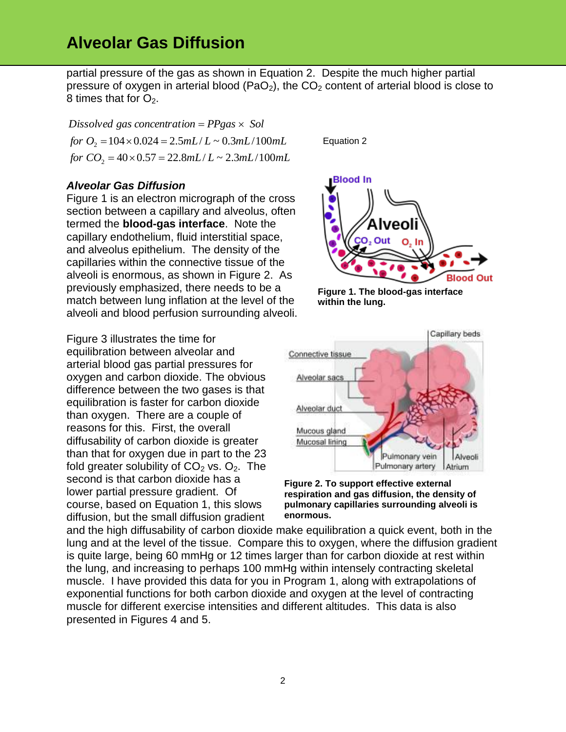partial pressure of the gas as shown in Equation 2. Despite the much higher partial pressure of oxygen in arterial blood ($PaO_2$), the $CO_2$ content of arterial blood is close to 8 times that for $O_2$.

$$
\begin{aligned}
&Dissolved\ gas\ concentration = PPgas \times Sol \\
&for\ O_2 = 104 \times 0.024 = 2.5mL/L \sim 0.3mL/100mL \\
&for\ CO_2 = 40 \times 0.57 = 22.8mL/L \sim 2.3mL/100mL
\end{aligned}
\qquad \text{Equation 2}
$$

### *Alveolar Gas Diffusion*

Figure 1 is an electron micrograph of the cross section between a capillary and alveolus, often termed the **blood-gas interface**. Note the capillary endothelium, fluid interstitial space, and alveolus epithelium. The density of the capillaries within the connective tissue of the alveoli is enormous, as shown in Figure 2. As previously emphasized, there needs to be a match between lung inflation at the level of the alveoli and blood perfusion surrounding alveoli.

**Figure 1. The blood-gas interface within the lung.**

Figure 3 illustrates the time for equilibration between alveolar and arterial blood gas partial pressures for oxygen and carbon dioxide. The obvious difference between the two gases is that equilibration is faster for carbon dioxide than oxygen. There are a couple of reasons for this. First, the overall diffusability of carbon dioxide is greater than that for oxygen due in part to the 23 fold greater solubility of $CO_2$ vs. $O_2$. The second is that carbon dioxide has a lower partial pressure gradient. Of course, based on Equation 1, this slows diffusion, but the small diffusion gradient and the high diffusability of carbon dioxide make equilibration a quick event, both in the lung and at the level of the tissue. Compare this to oxygen, where the diffusion gradient is quite large, being 60 mmHg or 12 times larger than for carbon dioxide at rest within the lung, and increasing to perhaps 100 mmHg within intensely contracting skeletal muscle. I have provided this data for you in Program 1, along with extrapolations of exponential functions for both carbon dioxide and oxygen at the level of contracting muscle for different exercise intensities and different altitudes. This data is also presented in Figures 4 and 5.

**Figure 2. To support effective external respiration and gas diffusion, the density of pulmonary capillaries surrounding alveoli is enormous.**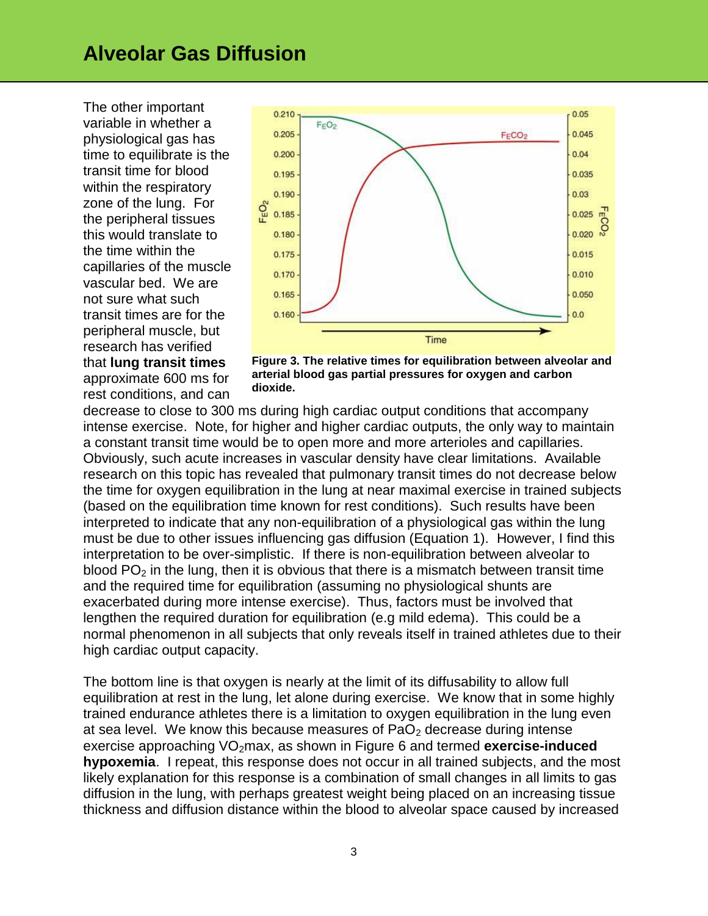# Alveolar Gas Diffusion

The other important variable in whether a physiological gas has time to equilibrate is the transit time for blood within the respiratory zone of the lung. For the peripheral tissues this would translate to the time within the capillaries of the muscle vascular bed. We are not sure what such transit times are for the peripheral muscle, but research has verified that **lung transit times** approximate 600 ms for rest conditions, and can decrease to close to 300 ms during high cardiac output conditions that accompany intense exercise. Note, for higher and higher cardiac outputs, the only way to maintain a constant transit time would be to open more and more arterioles and capillaries. Obviously, such acute increases in vascular density have clear limitations. Available research on this topic has revealed that pulmonary transit times do not decrease below the time for oxygen equilibration in the lung at near maximal exercise in trained subjects (based on the equilibration time known for rest conditions). Such results have been interpreted to indicate that any non-equilibration of a physiological gas within the lung must be due to other issues influencing gas diffusion (Equation 1). However, I find this interpretation to be over-simplistic. If there is non-equilibration between alveolar to blood $PO_2$ in the lung, then it is obvious that there is a mismatch between transit time and the required time for equilibration (assuming no physiological shunts are exacerbated during more intense exercise). Thus, factors must be involved that lengthen the required duration for equilibration (e.g mild edema). This could be a normal phenomenon in all subjects that only reveals itself in trained athletes due to their high cardiac output capacity.

**Figure 3. The relative times for equilibration between alveolar and arterial blood gas partial pressures for oxygen and carbon dioxide.**

The bottom line is that oxygen is nearly at the limit of its diffusability to allow full equilibration at rest in the lung, let alone during exercise. We know that in some highly trained endurance athletes there is a limitation to oxygen equilibration in the lung even at sea level. We know this because measures of $PaO_2$ decrease during intense exercise approaching $VO_2$max, as shown in Figure 6 and termed **exercise-induced hypoxemia**. I repeat, this response does not occur in all trained subjects, and the most likely explanation for this response is a combination of small changes in all limits to gas diffusion in the lung, with perhaps greatest weight being placed on an increasing tissue thickness and diffusion distance within the blood to alveolar space caused by increased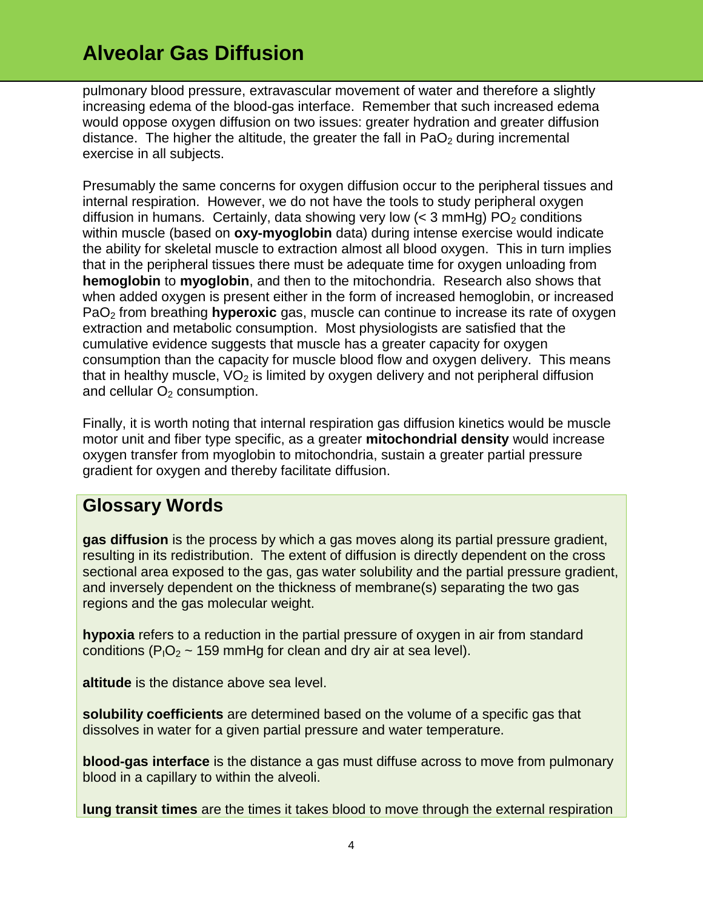pulmonary blood pressure, extravascular movement of water and therefore a slightly increasing edema of the blood-gas interface. Remember that such increased edema would oppose oxygen diffusion on two issues: greater hydration and greater diffusion distance. The higher the altitude, the greater the fall in $PaO_2$ during incremental exercise in all subjects.

Presumably the same concerns for oxygen diffusion occur to the peripheral tissues and internal respiration. However, we do not have the tools to study peripheral oxygen diffusion in humans. Certainly, data showing very low (< 3 mmHg) $PO_2$ conditions within muscle (based on **oxy-myoglobin** data) during intense exercise would indicate the ability for skeletal muscle to extraction almost all blood oxygen. This in turn implies that in the peripheral tissues there must be adequate time for oxygen unloading from **hemoglobin** to **myoglobin**, and then to the mitochondria. Research also shows that when added oxygen is present either in the form of increased hemoglobin, or increased $PaO_2$ from breathing **hyperoxic** gas, muscle can continue to increase its rate of oxygen extraction and metabolic consumption. Most physiologists are satisfied that the cumulative evidence suggests that muscle has a greater capacity for oxygen consumption than the capacity for muscle blood flow and oxygen delivery. This means that in healthy muscle, $VO_2$ is limited by oxygen delivery and not peripheral diffusion and cellular $O_2$ consumption.

Finally, it is worth noting that internal respiration gas diffusion kinetics would be muscle motor unit and fiber type specific, as a greater **mitochondrial density** would increase oxygen transfer from myoglobin to mitochondria, sustain a greater partial pressure gradient for oxygen and thereby facilitate diffusion.

## Glossary Words

**gas diffusion** is the process by which a gas moves along its partial pressure gradient, resulting in its redistribution. The extent of diffusion is directly dependent on the cross sectional area exposed to the gas, gas water solubility and the partial pressure gradient, and inversely dependent on the thickness of membrane(s) separating the two gas regions and the gas molecular weight.

**hypoxia** refers to a reduction in the partial pressure of oxygen in air from standard conditions ($P_IO_2$ ~ 159 mmHg for clean and dry air at sea level).

**altitude** is the distance above sea level.

**solubility coefficients** are determined based on the volume of a specific gas that dissolves in water for a given partial pressure and water temperature.

**blood-gas interface** is the distance a gas must diffuse across to move from pulmonary blood in a capillary to within the alveoli.

**lung transit times** are the times it takes blood to move through the external respiration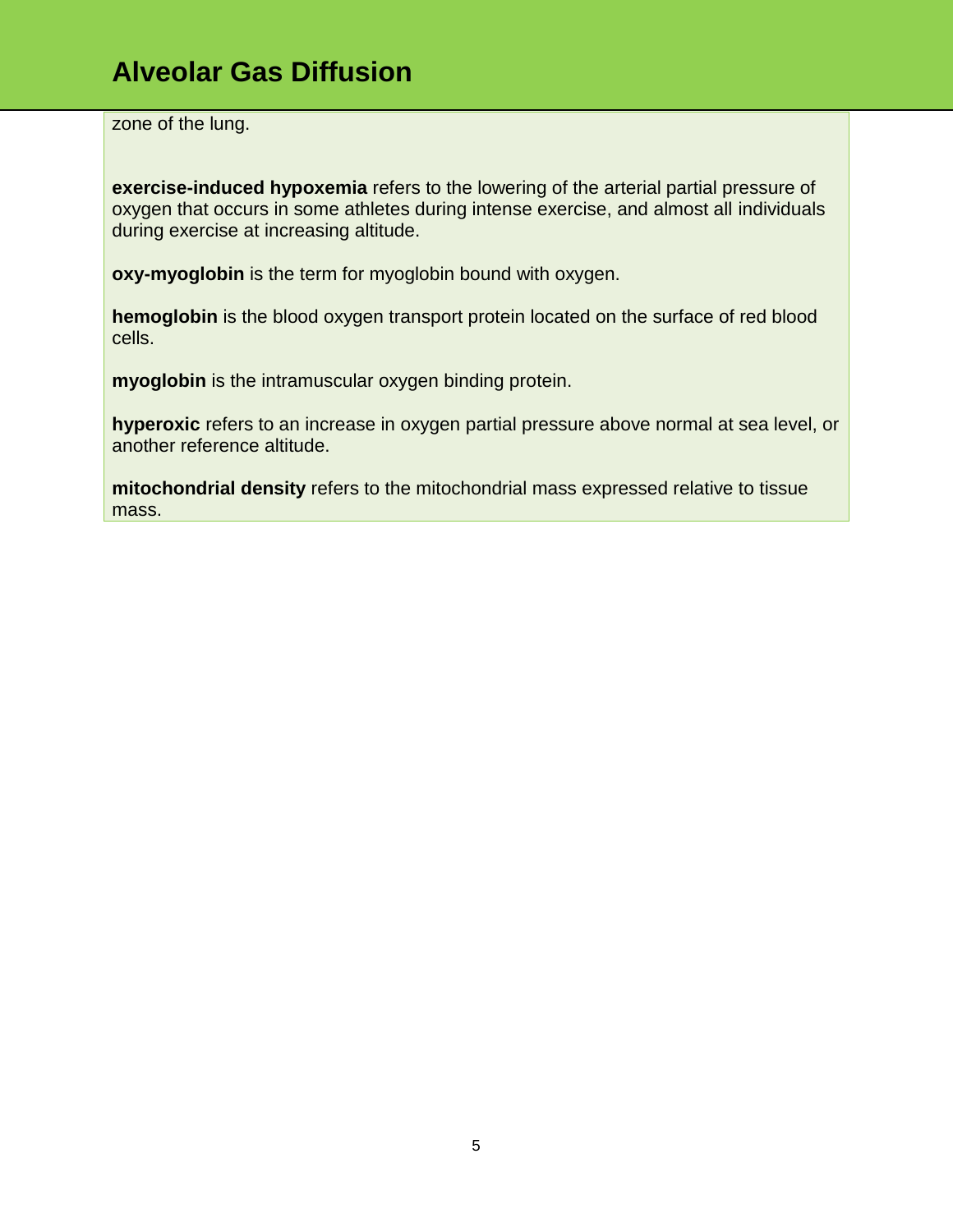zone of the lung.

**exercise-induced hypoxemia** refers to the lowering of the arterial partial pressure of oxygen that occurs in some athletes during intense exercise, and almost all individuals during exercise at increasing altitude.

**oxy-myoglobin** is the term for myoglobin bound with oxygen.

**hemoglobin** is the blood oxygen transport protein located on the surface of red blood cells.

**myoglobin** is the intramuscular oxygen binding protein.

**hyperoxic** refers to an increase in oxygen partial pressure above normal at sea level, or another reference altitude.

**mitochondrial density** refers to the mitochondrial mass expressed relative to tissue mass.